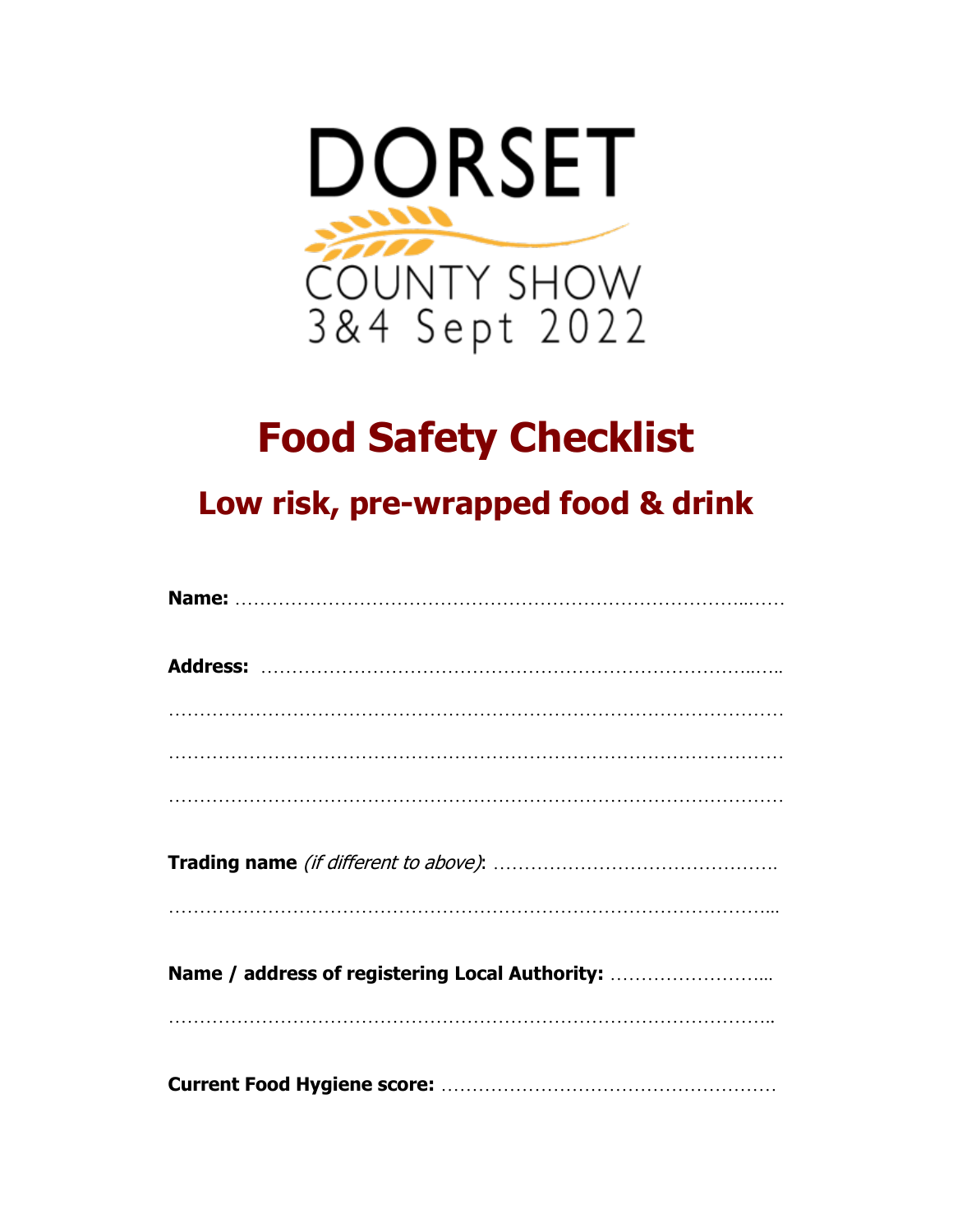DORSET

COUNTY SHOW
3&4 Sept 2022

# Food Safety Checklist

## Low risk, pre-wrapped food & drink

**Name:** ……………………………………………………………………………..……

**Address:** ……………………………………………………………………..…..

……………………………………………………………………………………………

……………………………………………………………………………………………

……………………………………………………………………………………………

**Trading name** *(if different to above)*: ……………………………………….

…………………………………………………………………………………………...

**Name / address of registering Local Authority:** ……………………...

……………………………………………………………………………………………..

**Current Food Hygiene score:** ………………………………………………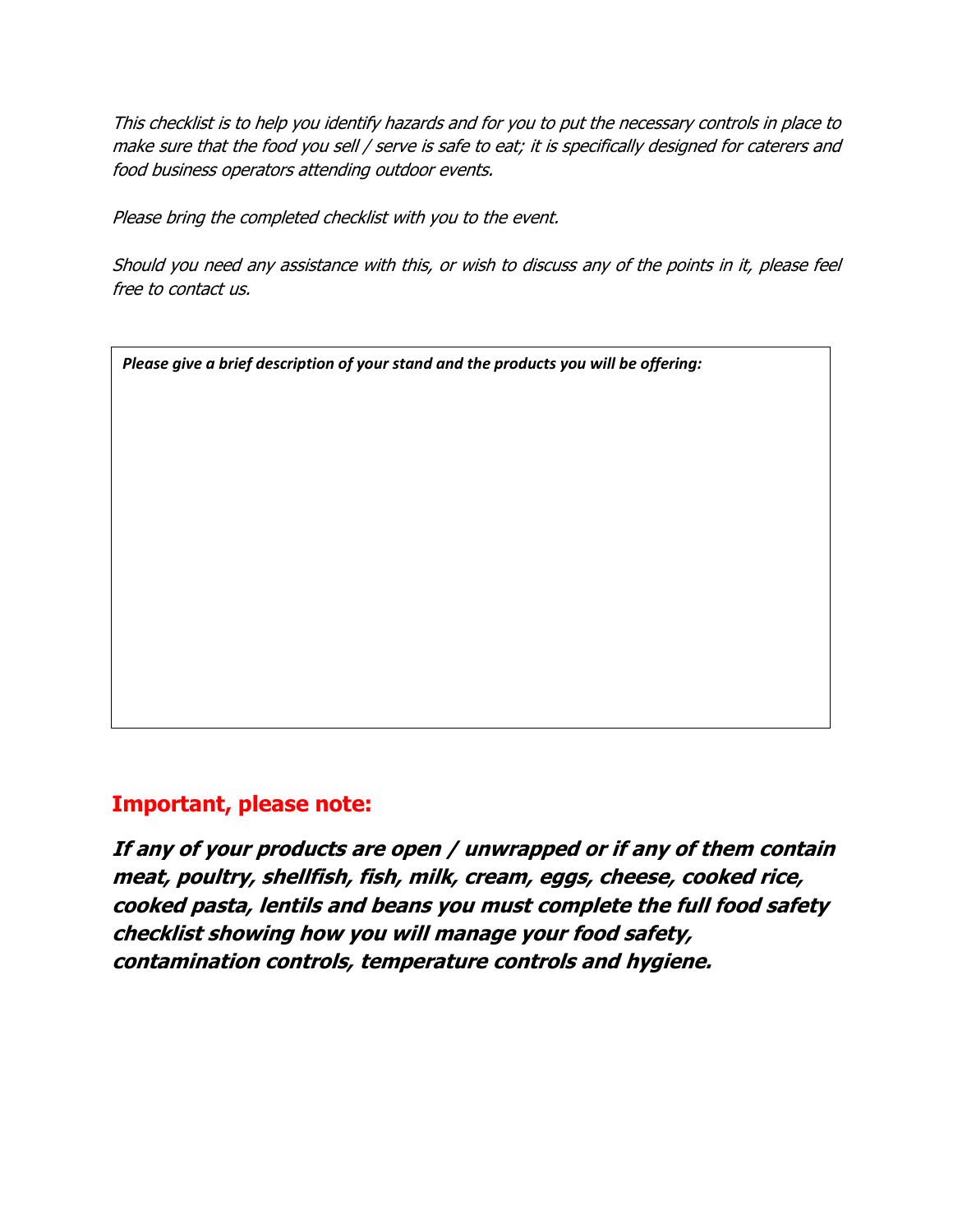*This checklist is to help you identify hazards and for you to put the necessary controls in place to make sure that the food you sell / serve is safe to eat; it is specifically designed for caterers and food business operators attending outdoor events.*

*Please bring the completed checklist with you to the event.*

*Should you need any assistance with this, or wish to discuss any of the points in it, please feel free to contact us.*

| ***Please give a brief description of your stand and the products you will be offering:*** |
| --- |
| |

## Important, please note:

***If any of your products are open / unwrapped or if any of them contain meat, poultry, shellfish, fish, milk, cream, eggs, cheese, cooked rice, cooked pasta, lentils and beans you must complete the full food safety checklist showing how you will manage your food safety, contamination controls, temperature controls and hygiene.***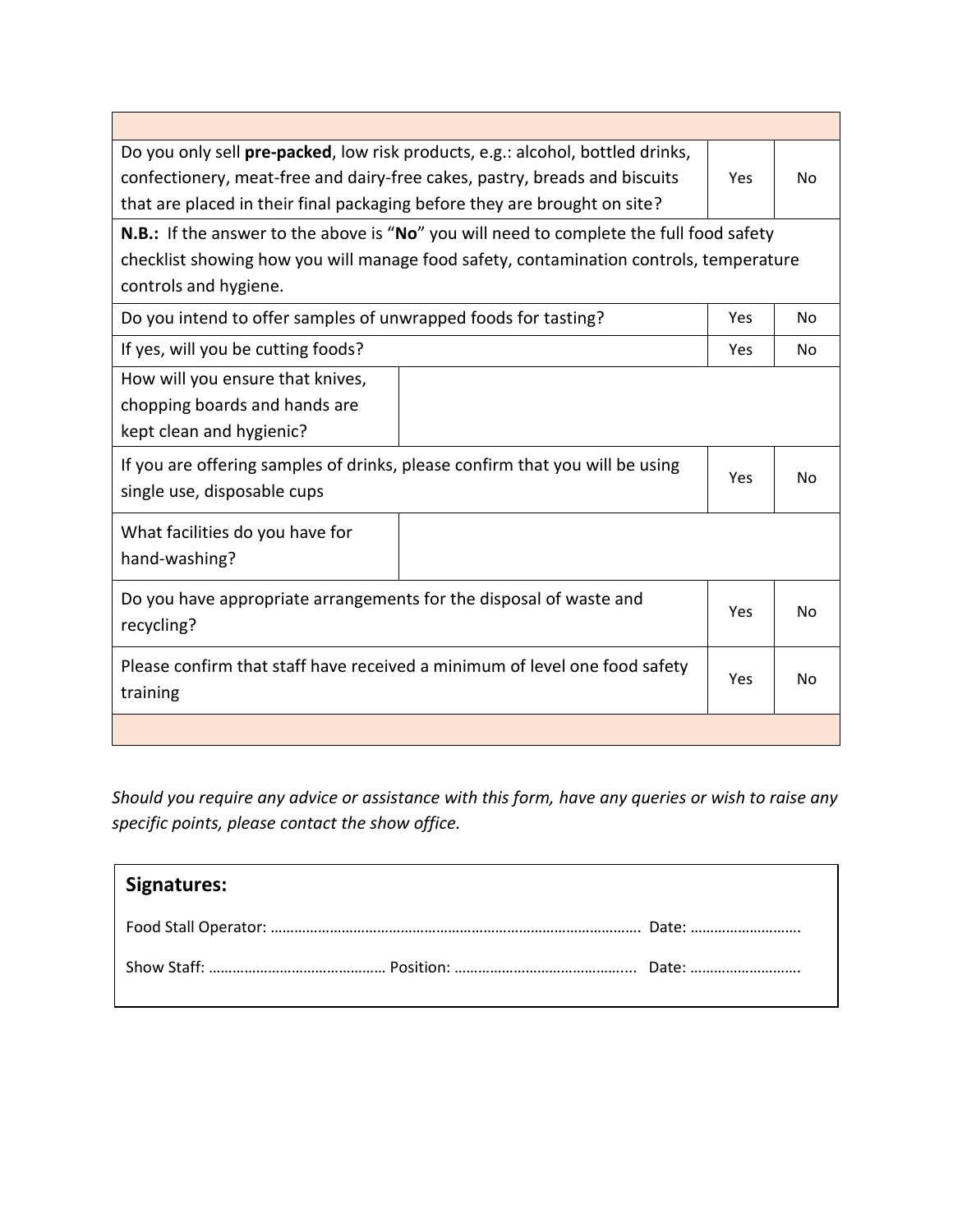| | | |
|---|---|---|
| Do you only sell **pre-packed**, low risk products, e.g.: alcohol, bottled drinks, confectionery, meat-free and dairy-free cakes, pastry, breads and biscuits that are placed in their final packaging before they are brought on site? | Yes | No |
| **N.B.:** If the answer to the above is "**No**" you will need to complete the full food safety checklist showing how you will manage food safety, contamination controls, temperature controls and hygiene. | | |
| Do you intend to offer samples of unwrapped foods for tasting? | Yes | No |
| If yes, will you be cutting foods? | Yes | No |
| How will you ensure that knives, chopping boards and hands are kept clean and hygienic? | | |
| If you are offering samples of drinks, please confirm that you will be using single use, disposable cups | Yes | No |
| What facilities do you have for hand-washing? | | |
| Do you have appropriate arrangements for the disposal of waste and recycling? | Yes | No |
| Please confirm that staff have received a minimum of level one food safety training | Yes | No |
| | | |

*Should you require any advice or assistance with this form, have any queries or wish to raise any specific points, please contact the show office.*

**Signatures:**

Food Stall Operator: ………………………………………………………………………………… Date: ……………………….

Show Staff: ……………………………………… Position: ……………………………………... Date: ……………………….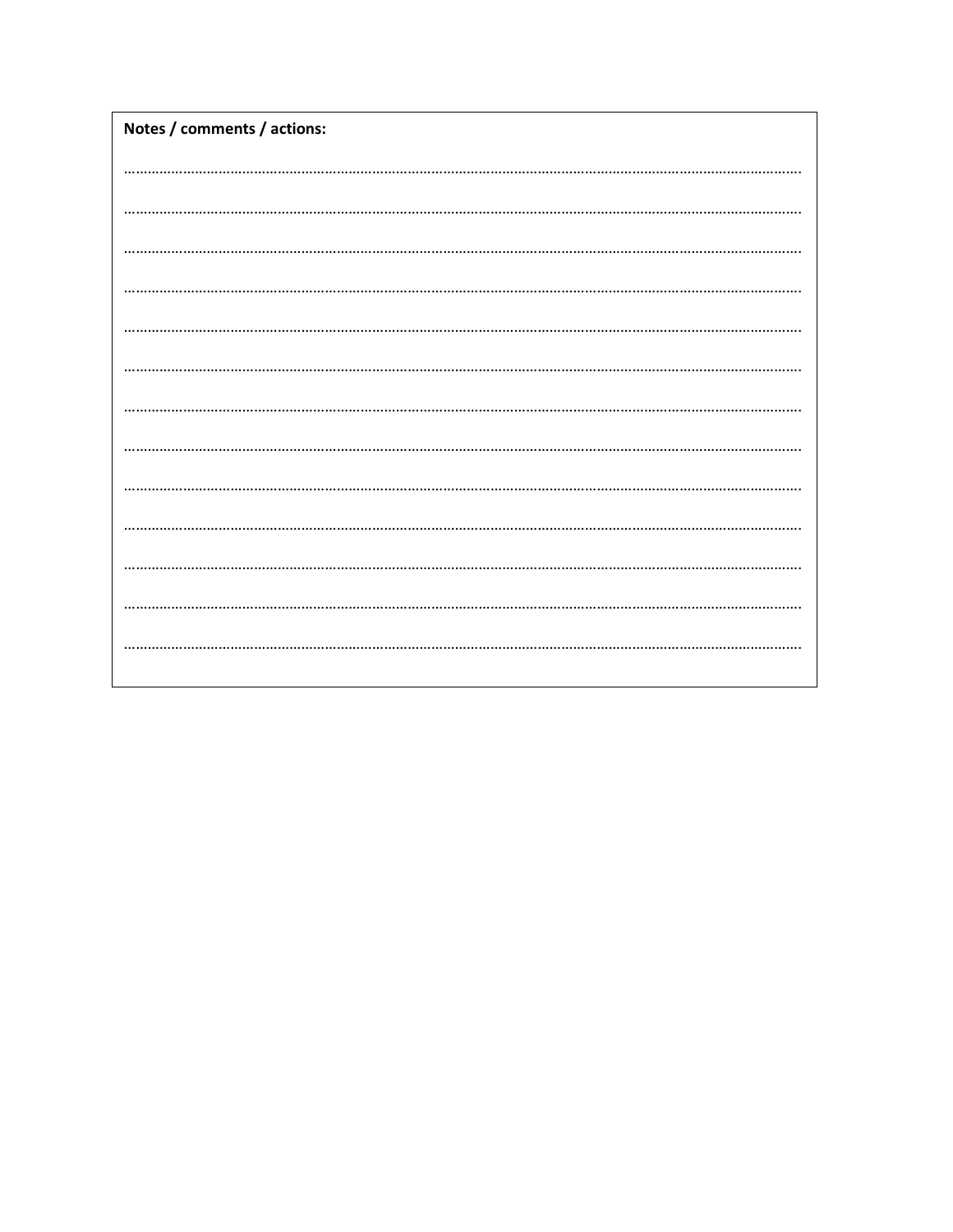**Notes / comments / actions:**

……………………………………………………………………………………………………………………………………………………

……………………………………………………………………………………………………………………………………………………

……………………………………………………………………………………………………………………………………………………

……………………………………………………………………………………………………………………………………………………

……………………………………………………………………………………………………………………………………………………

……………………………………………………………………………………………………………………………………………………

……………………………………………………………………………………………………………………………………………………

……………………………………………………………………………………………………………………………………………………

……………………………………………………………………………………………………………………………………………………

……………………………………………………………………………………………………………………………………………………

……………………………………………………………………………………………………………………………………………………

……………………………………………………………………………………………………………………………………………………

……………………………………………………………………………………………………………………………………………………